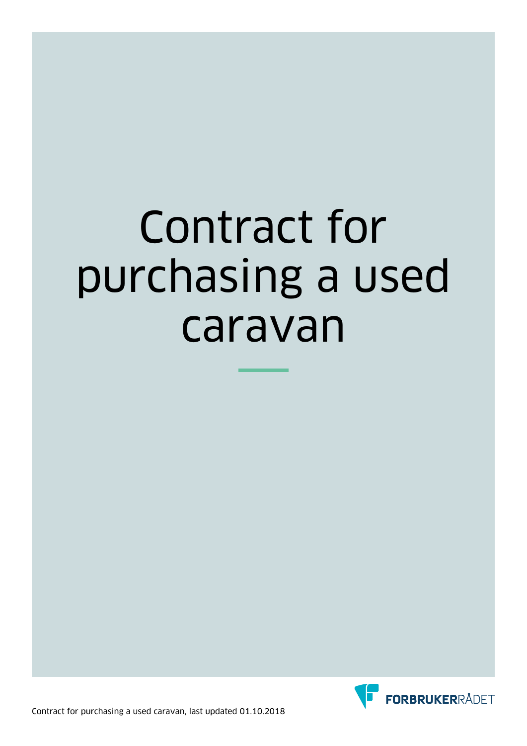# Contract for purchasing a used caravan

Contract for purchasing a used caravan, last updated 01.10.2018

FORBRUKERRÅDET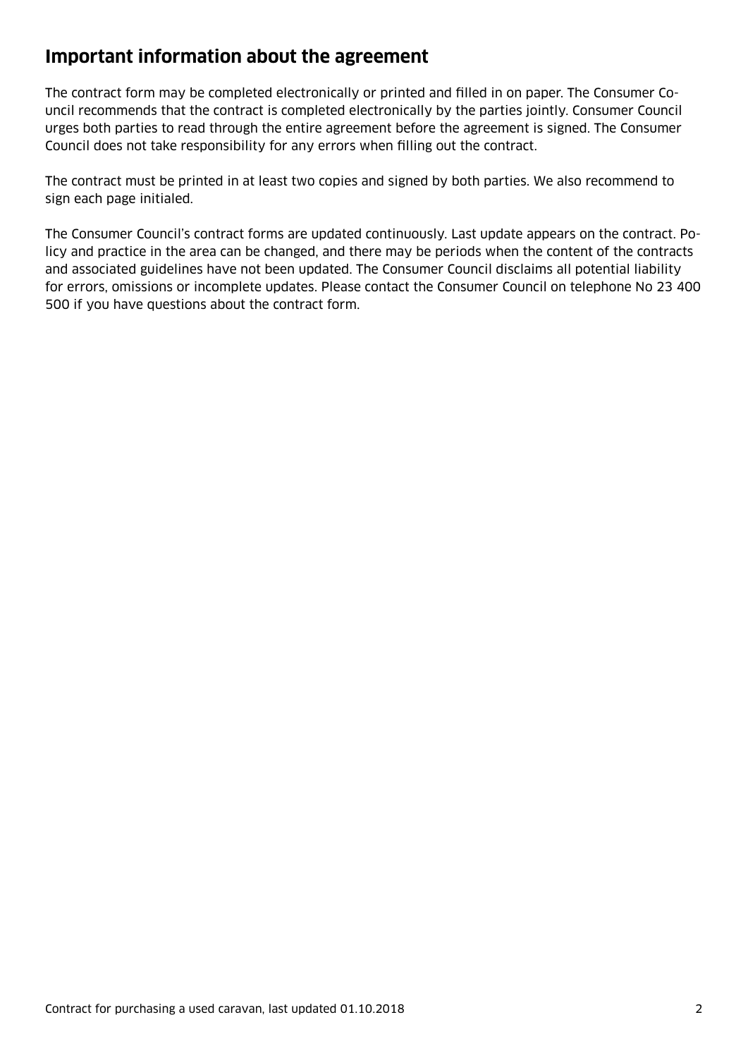## Important information about the agreement

The contract form may be completed electronically or printed and filled in on paper. The Consumer Council recommends that the contract is completed electronically by the parties jointly. Consumer Council urges both parties to read through the entire agreement before the agreement is signed. The Consumer Council does not take responsibility for any errors when filling out the contract.

The contract must be printed in at least two copies and signed by both parties. We also recommend to sign each page initialed.

The Consumer Council's contract forms are updated continuously. Last update appears on the contract. Policy and practice in the area can be changed, and there may be periods when the content of the contracts and associated guidelines have not been updated. The Consumer Council disclaims all potential liability for errors, omissions or incomplete updates. Please contact the Consumer Council on telephone No 23 400 500 if you have questions about the contract form.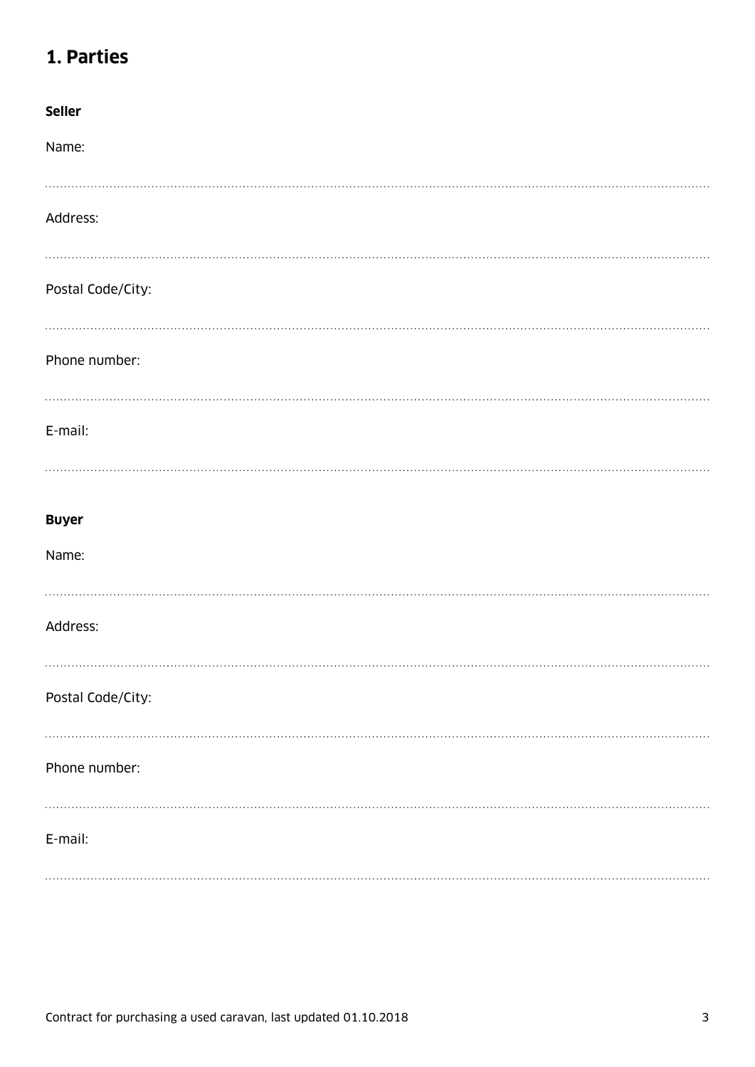# 1. Parties

**Seller**

Name:

..........................................................................................................................................................................................

Address:

..........................................................................................................................................................................................

Postal Code/City:

..........................................................................................................................................................................................

Phone number:

..........................................................................................................................................................................................

E-mail:

..........................................................................................................................................................................................

**Buyer**

Name:

..........................................................................................................................................................................................

Address:

..........................................................................................................................................................................................

Postal Code/City:

..........................................................................................................................................................................................

Phone number:

..........................................................................................................................................................................................

E-mail:

..........................................................................................................................................................................................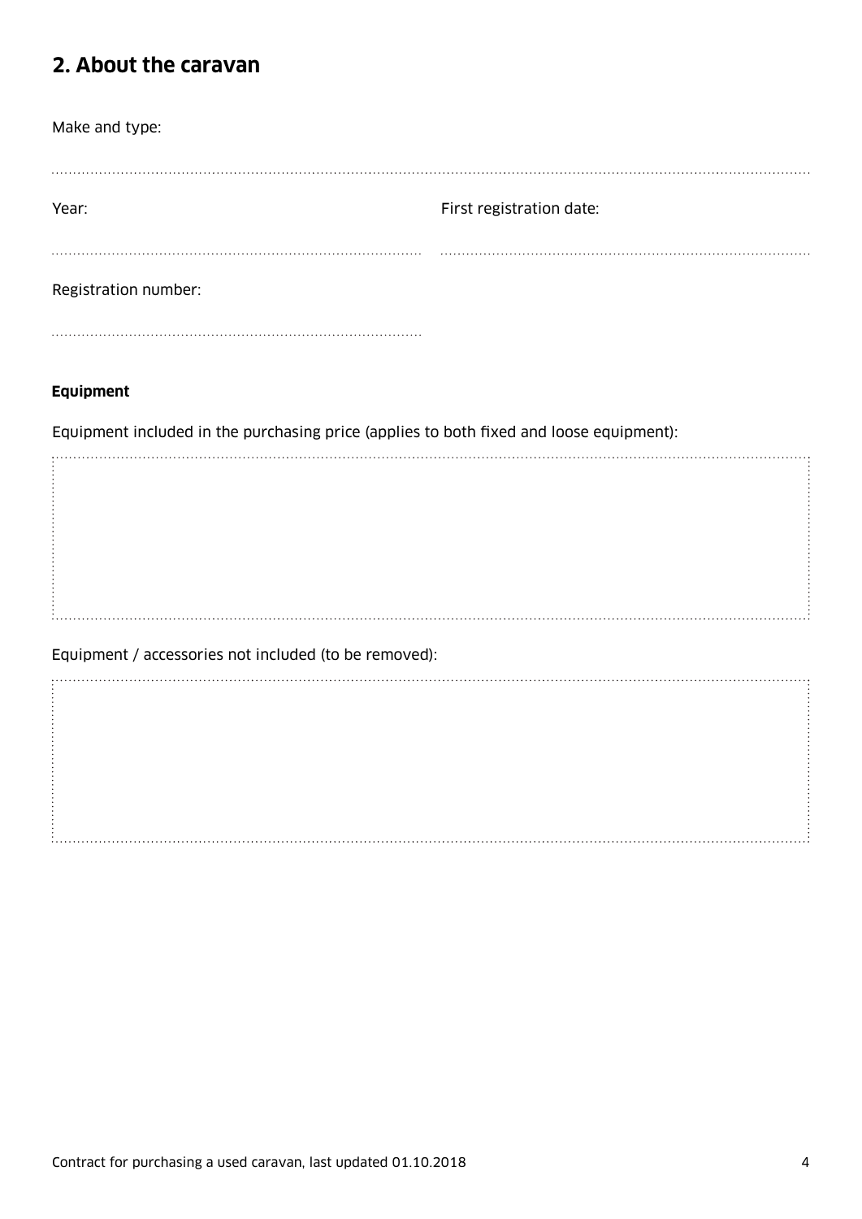## 2. About the caravan

Make and type:

Year:

First registration date:

Registration number:

**Equipment**

Equipment included in the purchasing price (applies to both fixed and loose equipment):

Equipment / accessories not included (to be removed):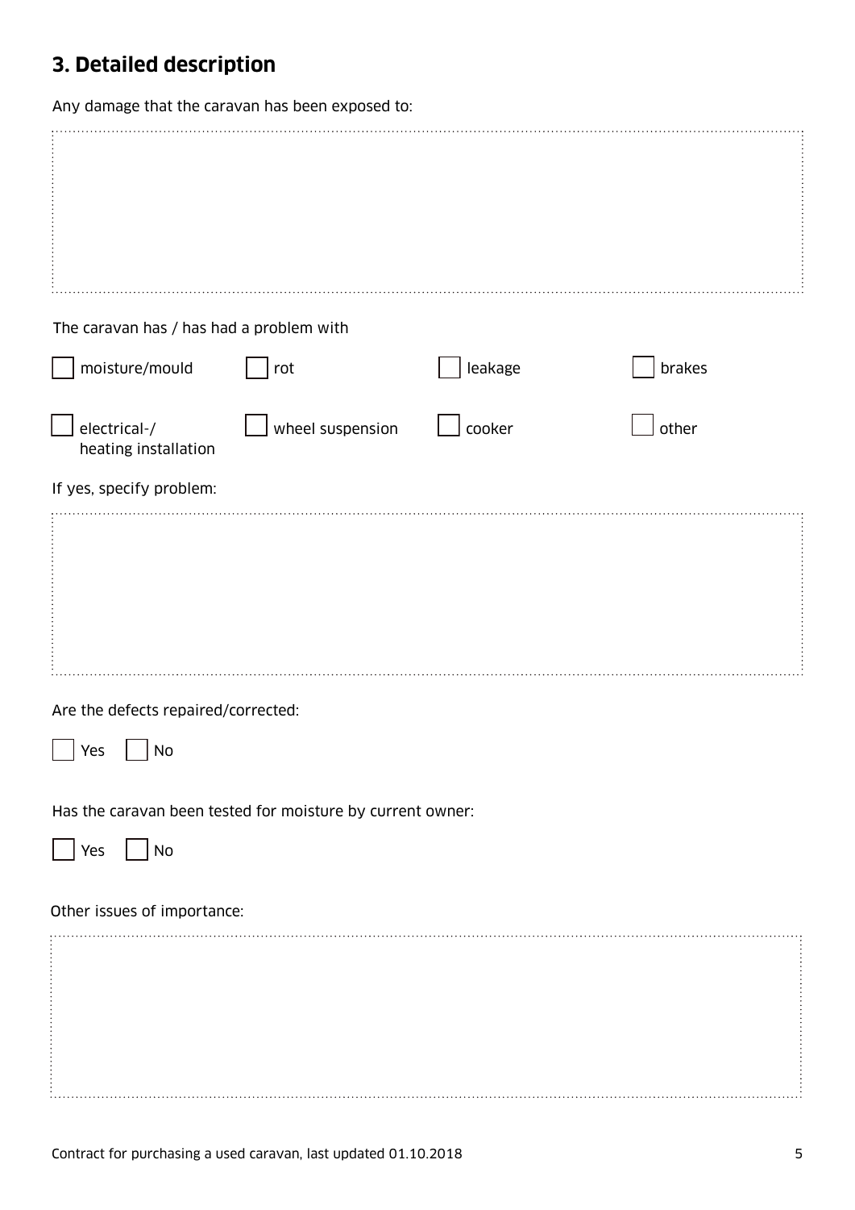## 3. Detailed description

Any damage that the caravan has been exposed to:

The caravan has / has had a problem with

- [ ] moisture/mould
- [ ] rot
- [ ] leakage
- [ ] brakes
- [ ] electrical-/ heating installation
- [ ] wheel suspension
- [ ] cooker
- [ ] other

If yes, specify problem:

Are the defects repaired/corrected:

- [ ] Yes
- [ ] No

Has the caravan been tested for moisture by current owner:

- [ ] Yes
- [ ] No

Other issues of importance: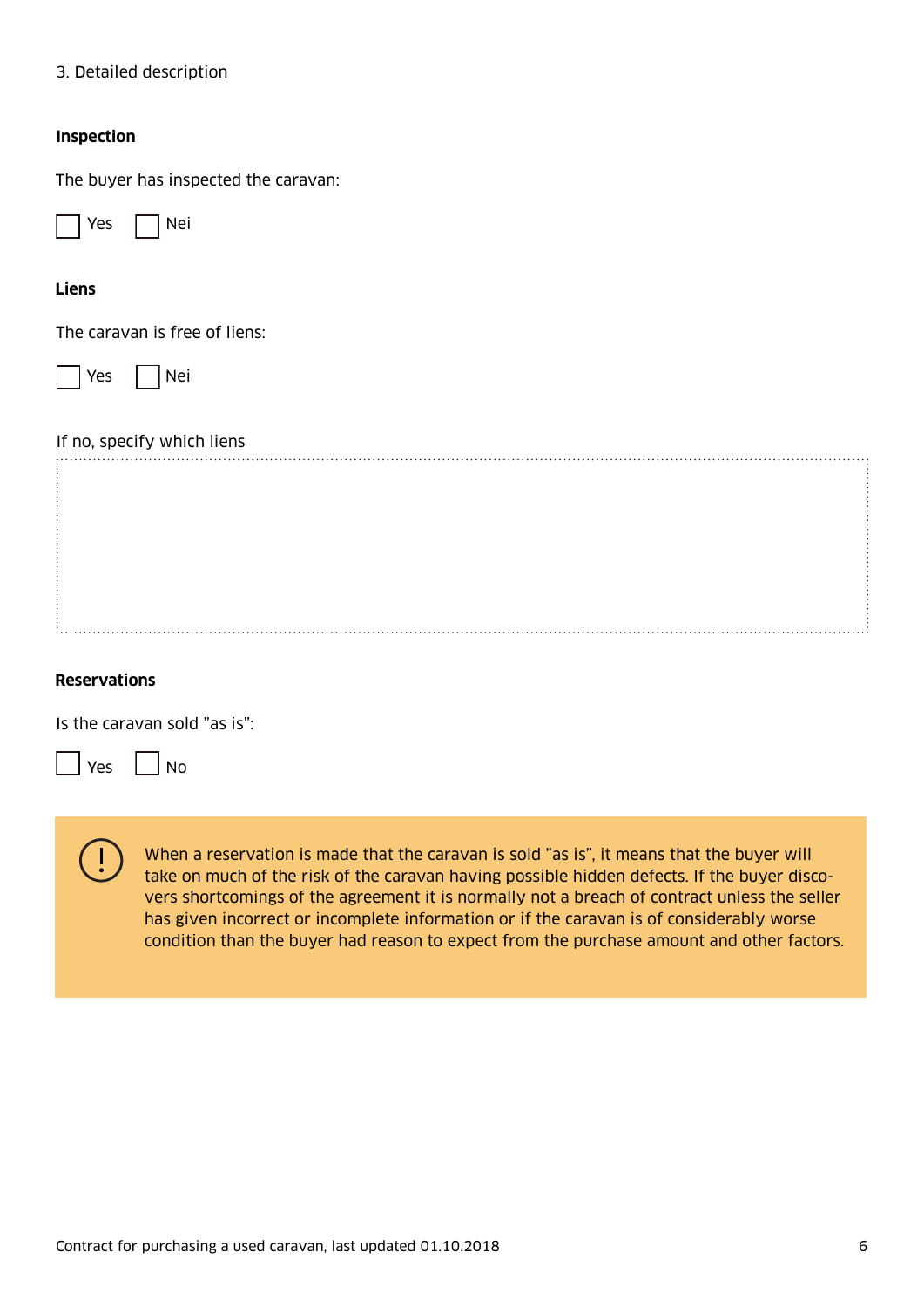3. Detailed description

**Inspection**

The buyer has inspected the caravan:

☐ Yes ☐ Nei

**Liens**

The caravan is free of liens:

☐ Yes ☐ Nei

If no, specify which liens

**Reservations**

Is the caravan sold ”as is”:

☐ Yes ☐ No

> When a reservation is made that the caravan is sold ”as is”, it means that the buyer will take on much of the risk of the caravan having possible hidden defects. If the buyer discovers shortcomings of the agreement it is normally not a breach of contract unless the seller has given incorrect or incomplete information or if the caravan is of considerably worse condition than the buyer had reason to expect from the purchase amount and other factors.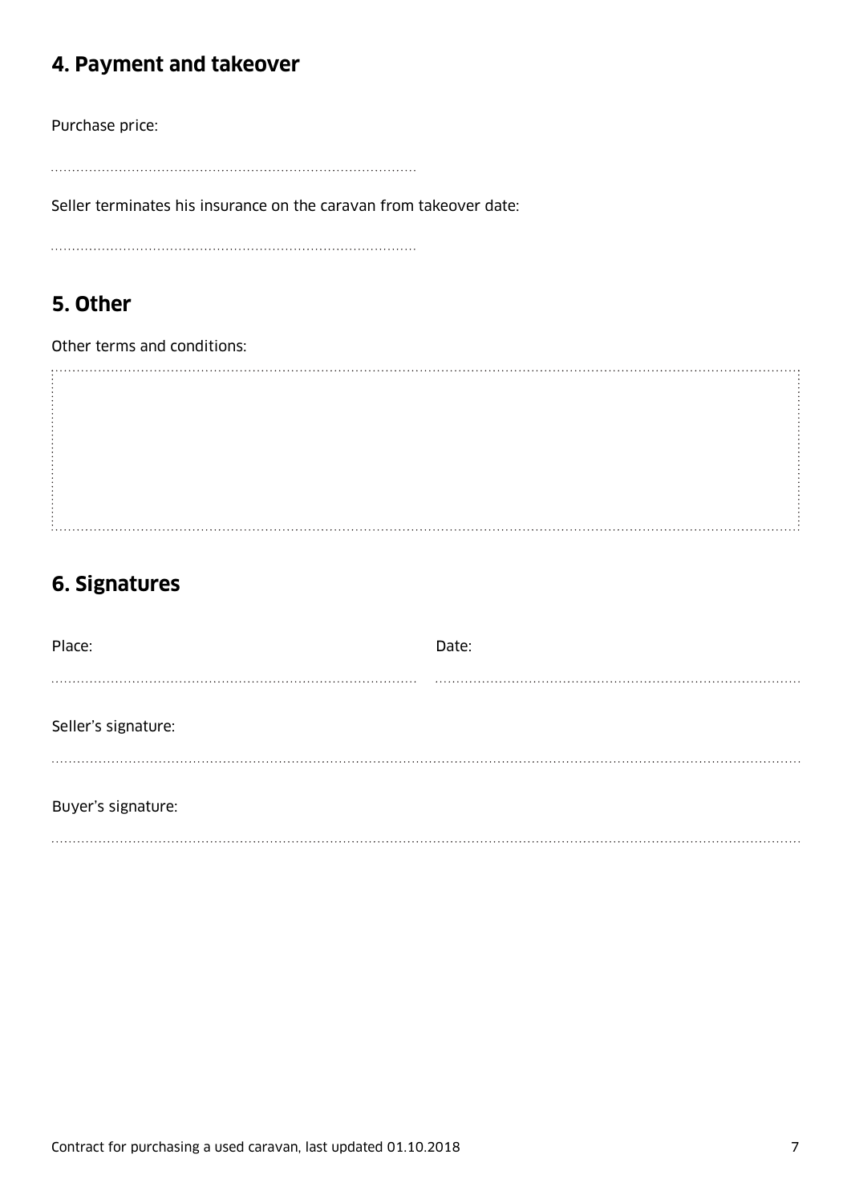## 4. Payment and takeover

Purchase price:

Seller terminates his insurance on the caravan from takeover date:

## 5. Other

Other terms and conditions:

## 6. Signatures

Place:

Date:

Seller's signature:

Buyer's signature: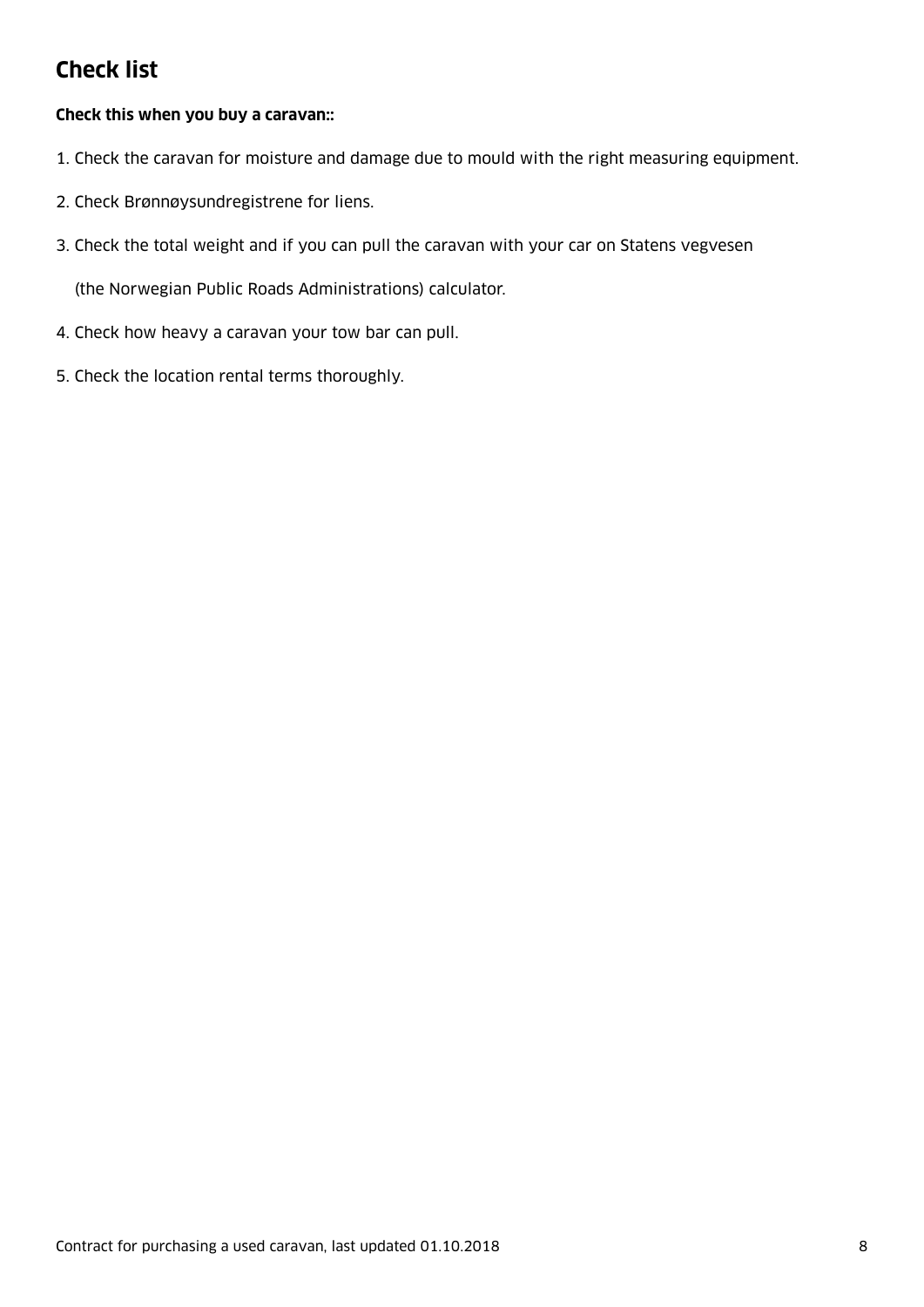## Check list

**Check this when you buy a caravan::**

1. Check the caravan for moisture and damage due to mould with the right measuring equipment.
2. Check Brønnøysundregistrene for liens.
3. Check the total weight and if you can pull the caravan with your car on Statens vegvesen (the Norwegian Public Roads Administrations) calculator.
4. Check how heavy a caravan your tow bar can pull.
5. Check the location rental terms thoroughly.